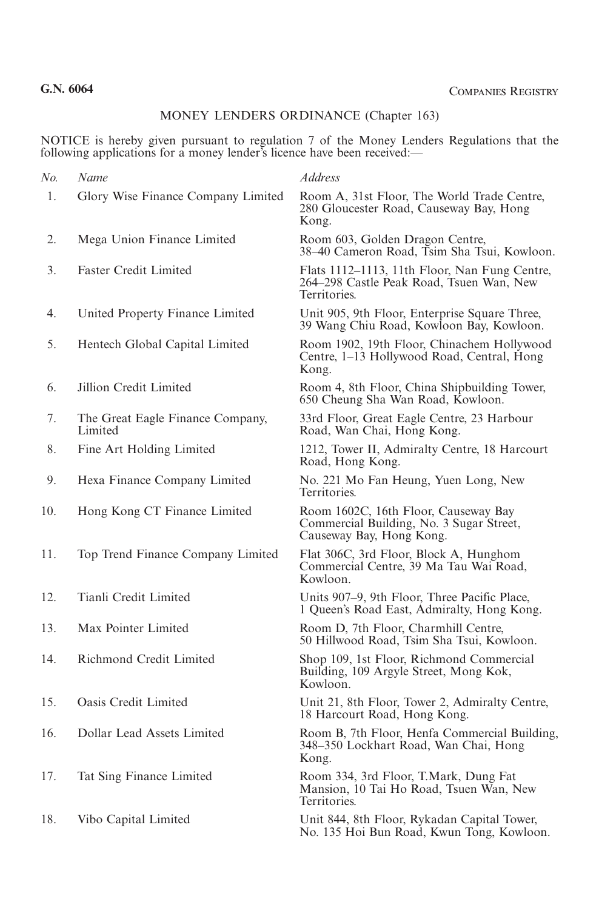**G.N. 6064** Companies Registry

MONEY LENDERS ORDINANCE (Chapter 163)

NOTICE is hereby given pursuant to regulation 7 of the Money Lenders Regulations that the following applications for a money lender's licence have been received:—

| *No.* | *Name* | *Address* |
|---|---|---|
| 1. | Glory Wise Finance Company Limited | Room A, 31st Floor, The World Trade Centre, 280 Gloucester Road, Causeway Bay, Hong Kong. |
| 2. | Mega Union Finance Limited | Room 603, Golden Dragon Centre, 38–40 Cameron Road, Tsim Sha Tsui, Kowloon. |
| 3. | Faster Credit Limited | Flats 1112–1113, 11th Floor, Nan Fung Centre, 264–298 Castle Peak Road, Tsuen Wan, New Territories. |
| 4. | United Property Finance Limited | Unit 905, 9th Floor, Enterprise Square Three, 39 Wang Chiu Road, Kowloon Bay, Kowloon. |
| 5. | Hentech Global Capital Limited | Room 1902, 19th Floor, Chinachem Hollywood Centre, 1–13 Hollywood Road, Central, Hong Kong. |
| 6. | Jillion Credit Limited | Room 4, 8th Floor, China Shipbuilding Tower, 650 Cheung Sha Wan Road, Kowloon. |
| 7. | The Great Eagle Finance Company, Limited | 33rd Floor, Great Eagle Centre, 23 Harbour Road, Wan Chai, Hong Kong. |
| 8. | Fine Art Holding Limited | 1212, Tower II, Admiralty Centre, 18 Harcourt Road, Hong Kong. |
| 9. | Hexa Finance Company Limited | No. 221 Mo Fan Heung, Yuen Long, New Territories. |
| 10. | Hong Kong CT Finance Limited | Room 1602C, 16th Floor, Causeway Bay Commercial Building, No. 3 Sugar Street, Causeway Bay, Hong Kong. |
| 11. | Top Trend Finance Company Limited | Flat 306C, 3rd Floor, Block A, Hunghom Commercial Centre, 39 Ma Tau Wai Road, Kowloon. |
| 12. | Tianli Credit Limited | Units 907–9, 9th Floor, Three Pacific Place, 1 Queen's Road East, Admiralty, Hong Kong. |
| 13. | Max Pointer Limited | Room D, 7th Floor, Charmhill Centre, 50 Hillwood Road, Tsim Sha Tsui, Kowloon. |
| 14. | Richmond Credit Limited | Shop 109, 1st Floor, Richmond Commercial Building, 109 Argyle Street, Mong Kok, Kowloon. |
| 15. | Oasis Credit Limited | Unit 21, 8th Floor, Tower 2, Admiralty Centre, 18 Harcourt Road, Hong Kong. |
| 16. | Dollar Lead Assets Limited | Room B, 7th Floor, Henfa Commercial Building, 348–350 Lockhart Road, Wan Chai, Hong Kong. |
| 17. | Tat Sing Finance Limited | Room 334, 3rd Floor, T.Mark, Dung Fat Mansion, 10 Tai Ho Road, Tsuen Wan, New Territories. |
| 18. | Vibo Capital Limited | Unit 844, 8th Floor, Rykadan Capital Tower, No. 135 Hoi Bun Road, Kwun Tong, Kowloon. |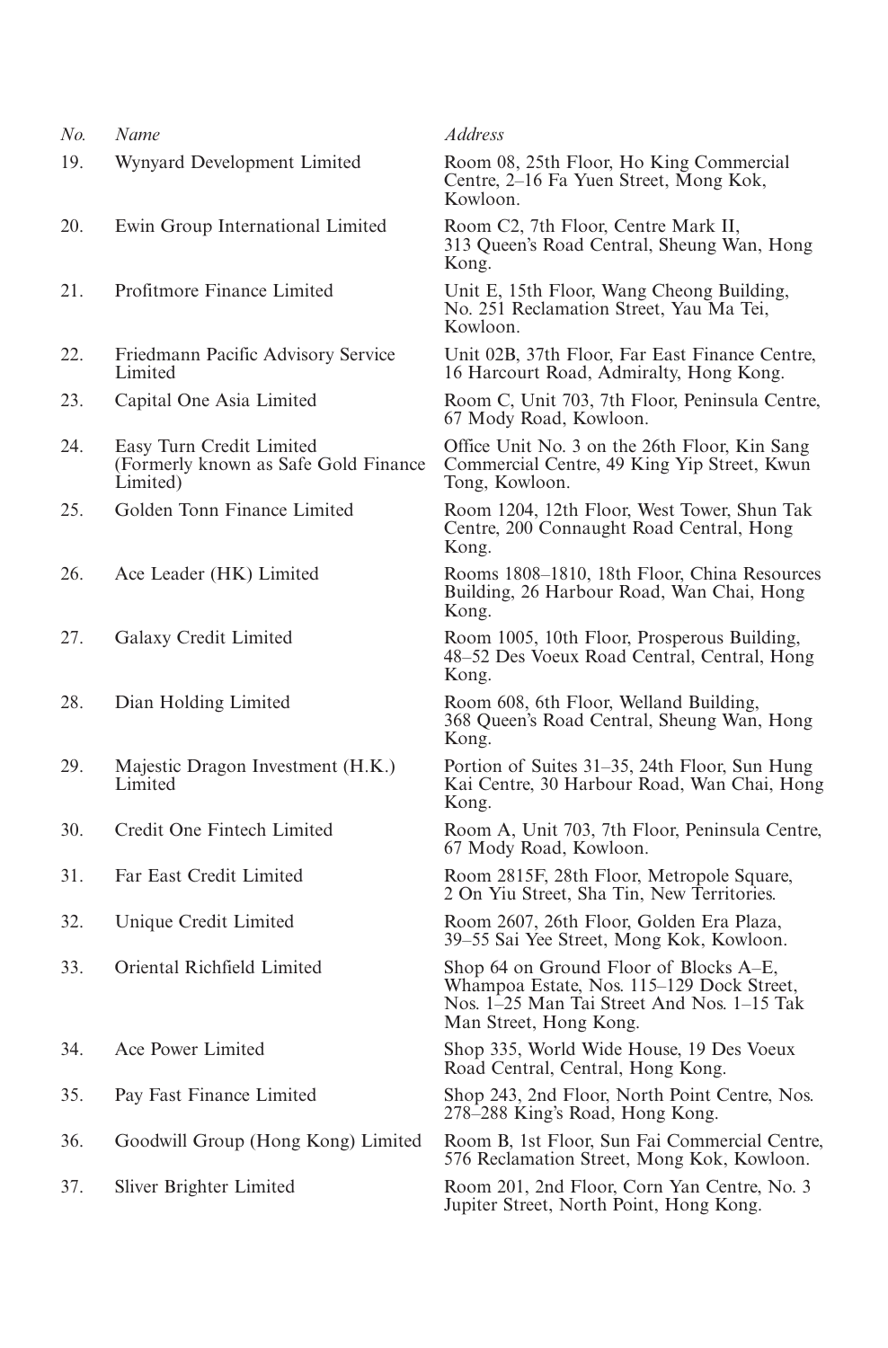| *No.* | *Name* | *Address* |
|---|---|---|
| 19. | Wynyard Development Limited | Room 08, 25th Floor, Ho King Commercial Centre, 2–16 Fa Yuen Street, Mong Kok, Kowloon. |
| 20. | Ewin Group International Limited | Room C2, 7th Floor, Centre Mark II, 313 Queen's Road Central, Sheung Wan, Hong Kong. |
| 21. | Profitmore Finance Limited | Unit E, 15th Floor, Wang Cheong Building, No. 251 Reclamation Street, Yau Ma Tei, Kowloon. |
| 22. | Friedmann Pacific Advisory Service Limited | Unit 02B, 37th Floor, Far East Finance Centre, 16 Harcourt Road, Admiralty, Hong Kong. |
| 23. | Capital One Asia Limited | Room C, Unit 703, 7th Floor, Peninsula Centre, 67 Mody Road, Kowloon. |
| 24. | Easy Turn Credit Limited (Formerly known as Safe Gold Finance Limited) | Office Unit No. 3 on the 26th Floor, Kin Sang Commercial Centre, 49 King Yip Street, Kwun Tong, Kowloon. |
| 25. | Golden Tonn Finance Limited | Room 1204, 12th Floor, West Tower, Shun Tak Centre, 200 Connaught Road Central, Hong Kong. |
| 26. | Ace Leader (HK) Limited | Rooms 1808–1810, 18th Floor, China Resources Building, 26 Harbour Road, Wan Chai, Hong Kong. |
| 27. | Galaxy Credit Limited | Room 1005, 10th Floor, Prosperous Building, 48–52 Des Voeux Road Central, Central, Hong Kong. |
| 28. | Dian Holding Limited | Room 608, 6th Floor, Welland Building, 368 Queen's Road Central, Sheung Wan, Hong Kong. |
| 29. | Majestic Dragon Investment (H.K.) Limited | Portion of Suites 31–35, 24th Floor, Sun Hung Kai Centre, 30 Harbour Road, Wan Chai, Hong Kong. |
| 30. | Credit One Fintech Limited | Room A, Unit 703, 7th Floor, Peninsula Centre, 67 Mody Road, Kowloon. |
| 31. | Far East Credit Limited | Room 2815F, 28th Floor, Metropole Square, 2 On Yiu Street, Sha Tin, New Territories. |
| 32. | Unique Credit Limited | Room 2607, 26th Floor, Golden Era Plaza, 39–55 Sai Yee Street, Mong Kok, Kowloon. |
| 33. | Oriental Richfield Limited | Shop 64 on Ground Floor of Blocks A–E, Whampoa Estate, Nos. 115–129 Dock Street, Nos. 1–25 Man Tai Street And Nos. 1–15 Tak Man Street, Hong Kong. |
| 34. | Ace Power Limited | Shop 335, World Wide House, 19 Des Voeux Road Central, Central, Hong Kong. |
| 35. | Pay Fast Finance Limited | Shop 243, 2nd Floor, North Point Centre, Nos. 278–288 King's Road, Hong Kong. |
| 36. | Goodwill Group (Hong Kong) Limited | Room B, 1st Floor, Sun Fai Commercial Centre, 576 Reclamation Street, Mong Kok, Kowloon. |
| 37. | Sliver Brighter Limited | Room 201, 2nd Floor, Corn Yan Centre, No. 3 Jupiter Street, North Point, Hong Kong. |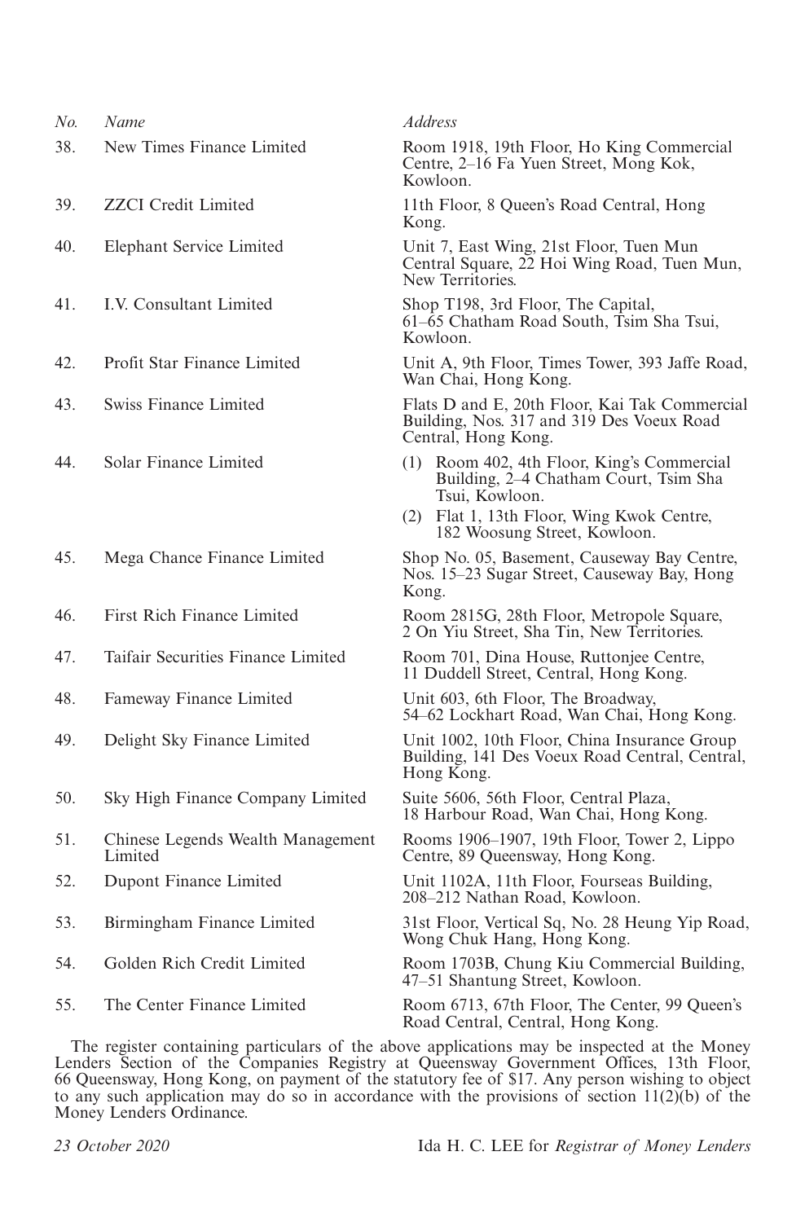| *No.* | *Name* | *Address* |
|---|---|---|
| 38. | New Times Finance Limited | Room 1918, 19th Floor, Ho King Commercial Centre, 2–16 Fa Yuen Street, Mong Kok, Kowloon. |
| 39. | ZZCI Credit Limited | 11th Floor, 8 Queen's Road Central, Hong Kong. |
| 40. | Elephant Service Limited | Unit 7, East Wing, 21st Floor, Tuen Mun Central Square, 22 Hoi Wing Road, Tuen Mun, New Territories. |
| 41. | I.V. Consultant Limited | Shop T198, 3rd Floor, The Capital, 61–65 Chatham Road South, Tsim Sha Tsui, Kowloon. |
| 42. | Profit Star Finance Limited | Unit A, 9th Floor, Times Tower, 393 Jaffe Road, Wan Chai, Hong Kong. |
| 43. | Swiss Finance Limited | Flats D and E, 20th Floor, Kai Tak Commercial Building, Nos. 317 and 319 Des Voeux Road Central, Hong Kong. |
| 44. | Solar Finance Limited | (1) Room 402, 4th Floor, King's Commercial Building, 2–4 Chatham Court, Tsim Sha Tsui, Kowloon. (2) Flat 1, 13th Floor, Wing Kwok Centre, 182 Woosung Street, Kowloon. |
| 45. | Mega Chance Finance Limited | Shop No. 05, Basement, Causeway Bay Centre, Nos. 15–23 Sugar Street, Causeway Bay, Hong Kong. |
| 46. | First Rich Finance Limited | Room 2815G, 28th Floor, Metropole Square, 2 On Yiu Street, Sha Tin, New Territories. |
| 47. | Taifair Securities Finance Limited | Room 701, Dina House, Ruttonjee Centre, 11 Duddell Street, Central, Hong Kong. |
| 48. | Fameway Finance Limited | Unit 603, 6th Floor, The Broadway, 54–62 Lockhart Road, Wan Chai, Hong Kong. |
| 49. | Delight Sky Finance Limited | Unit 1002, 10th Floor, China Insurance Group Building, 141 Des Voeux Road Central, Central, Hong Kong. |
| 50. | Sky High Finance Company Limited | Suite 5606, 56th Floor, Central Plaza, 18 Harbour Road, Wan Chai, Hong Kong. |
| 51. | Chinese Legends Wealth Management Limited | Rooms 1906–1907, 19th Floor, Tower 2, Lippo Centre, 89 Queensway, Hong Kong. |
| 52. | Dupont Finance Limited | Unit 1102A, 11th Floor, Fourseas Building, 208–212 Nathan Road, Kowloon. |
| 53. | Birmingham Finance Limited | 31st Floor, Vertical Sq, No. 28 Heung Yip Road, Wong Chuk Hang, Hong Kong. |
| 54. | Golden Rich Credit Limited | Room 1703B, Chung Kiu Commercial Building, 47–51 Shantung Street, Kowloon. |
| 55. | The Center Finance Limited | Room 6713, 67th Floor, The Center, 99 Queen's Road Central, Central, Hong Kong. |

The register containing particulars of the above applications may be inspected at the Money Lenders Section of the Companies Registry at Queensway Government Offices, 13th Floor, 66 Queensway, Hong Kong, on payment of the statutory fee of $17. Any person wishing to object to any such application may do so in accordance with the provisions of section 11(2)(b) of the Money Lenders Ordinance.

*23 October 2020*

Ida H. C. LEE for *Registrar of Money Lenders*